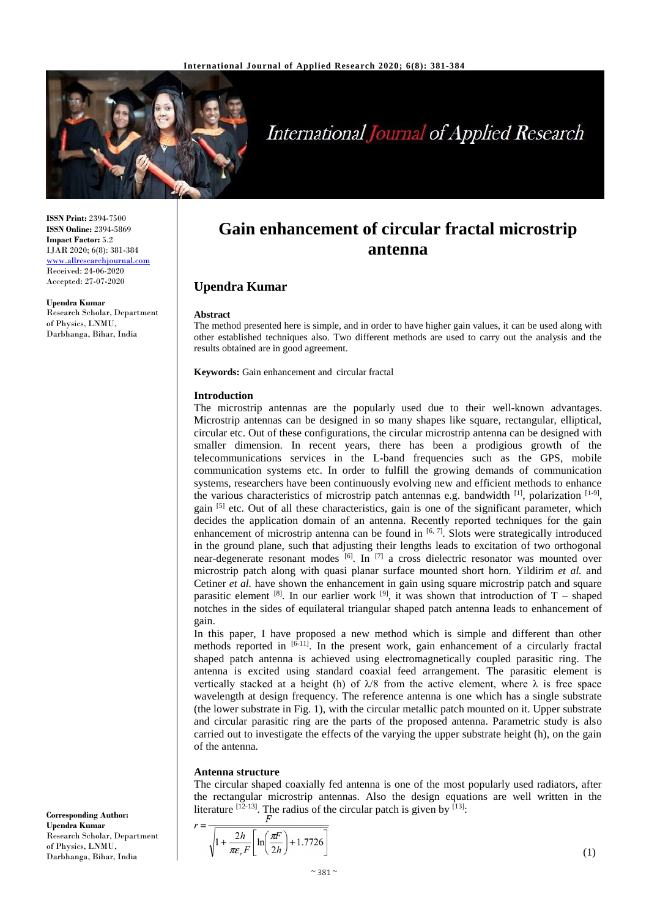# Gain enhancement of circular fractal microstrip antenna

**ISSN Print:** 2394-7500
**ISSN Online:** 2394-5869
**Impact Factor:** 5.2
IJAR 2020; 6(8): 381-384
www.allresearchjournal.com
Received: 24-06-2020
Accepted: 27-07-2020

**Upendra Kumar**
Research Scholar, Department of Physics, LNMU, Darbhanga, Bihar, India

**Corresponding Author:**
**Upendra Kumar**
Research Scholar, Department of Physics, LNMU, Darbhanga, Bihar, India

## Upendra Kumar

### Abstract

The method presented here is simple, and in order to have higher gain values, it can be used along with other established techniques also. Two different methods are used to carry out the analysis and the results obtained are in good agreement.

**Keywords:** Gain enhancement and circular fractal

### Introduction

The microstrip antennas are the popularly used due to their well-known advantages. Microstrip antennas can be designed in so many shapes like square, rectangular, elliptical, circular etc. Out of these configurations, the circular microstrip antenna can be designed with smaller dimension. In recent years, there has been a prodigious growth of the telecommunications services in the L-band frequencies such as the GPS, mobile communication systems etc. In order to fulfill the growing demands of communication systems, researchers have been continuously evolving new and efficient methods to enhance the various characteristics of microstrip patch antennas e.g. bandwidth [1], polarization [1-9], gain [5] etc. Out of all these characteristics, gain is one of the significant parameter, which decides the application domain of an antenna. Recently reported techniques for the gain enhancement of microstrip antenna can be found in [6, 7]. Slots were strategically introduced in the ground plane, such that adjusting their lengths leads to excitation of two orthogonal near-degenerate resonant modes [6]. In [7] a cross dielectric resonator was mounted over microstrip patch along with quasi planar surface mounted short horn. Yildirim *et al.* and Cetiner *et al.* have shown the enhancement in gain using square microstrip patch and square parasitic element [8]. In our earlier work [9], it was shown that introduction of T – shaped notches in the sides of equilateral triangular shaped patch antenna leads to enhancement of gain.

In this paper, I have proposed a new method which is simple and different than other methods reported in [6-11]. In the present work, gain enhancement of a circularly fractal shaped patch antenna is achieved using electromagnetically coupled parasitic ring. The antenna is excited using standard coaxial feed arrangement. The parasitic element is vertically stacked at a height (h) of λ/8 from the active element, where λ is free space wavelength at design frequency. The reference antenna is one which has a single substrate (the lower substrate in Fig. 1), with the circular metallic patch mounted on it. Upper substrate and circular parasitic ring are the parts of the proposed antenna. Parametric study is also carried out to investigate the effects of the varying the upper substrate height (h), on the gain of the antenna.

### Antenna structure

The circular shaped coaxially fed antenna is one of the most popularly used radiators, after the rectangular microstrip antennas. Also the design equations are well written in the literature [12-13]. The radius of the circular patch is given by [13]:

$$r = \frac{F}{\sqrt{1 + \frac{2h}{\pi \varepsilon_r F}\left[\ln\left(\frac{\pi F}{2h}\right) + 1.7726\right]}} \tag{1}$$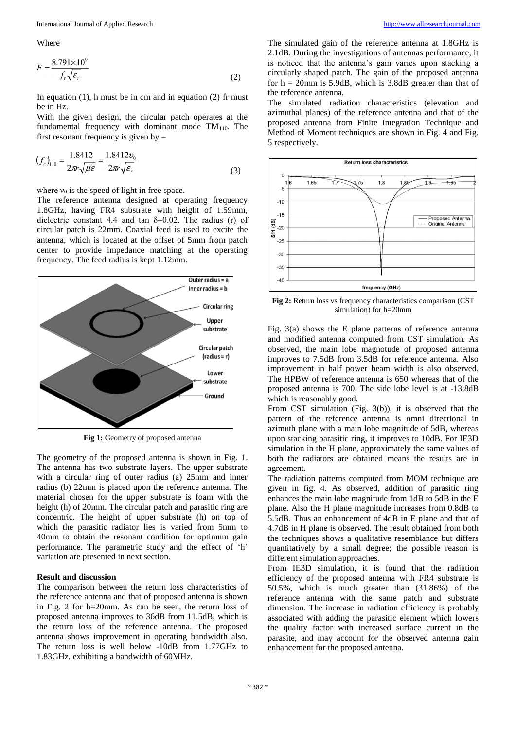Where

$$F = \frac{8.791 \times 10^9}{f_r \sqrt{\varepsilon_r}} \tag{2}$$

In equation (1), h must be in cm and in equation (2) fr must be in Hz.

With the given design, the circular patch operates at the fundamental frequency with dominant mode $TM_{110}$. The first resonant frequency is given by –

$$(f_r)_{110} = \frac{1.8412}{2\pi r\sqrt{\mu\varepsilon}} = \frac{1.8412 v_0}{2\pi r\sqrt{\varepsilon_r}} \tag{3}$$

where $v_0$ is the speed of light in free space.

The reference antenna designed at operating frequency 1.8GHz, having FR4 substrate with height of 1.59mm, dielectric constant 4.4 and tan δ=0.02. The radius (r) of circular patch is 22mm. Coaxial feed is used to excite the antenna, which is located at the offset of 5mm from patch center to provide impedance matching at the operating frequency. The feed radius is kept 1.12mm.

**Fig 1:** Geometry of proposed antenna

The geometry of the proposed antenna is shown in Fig. 1. The antenna has two substrate layers. The upper substrate with a circular ring of outer radius (a) 25mm and inner radius (b) 22mm is placed upon the reference antenna. The material chosen for the upper substrate is foam with the height (h) of 20mm. The circular patch and parasitic ring are concentric. The height of upper substrate (h) on top of which the parasitic radiator lies is varied from 5mm to 40mm to obtain the resonant condition for optimum gain performance. The parametric study and the effect of 'h' variation are presented in next section.

**Result and discussion**

The comparison between the return loss characteristics of the reference antenna and that of proposed antenna is shown in Fig. 2 for h=20mm. As can be seen, the return loss of proposed antenna improves to 36dB from 11.5dB, which is the return loss of the reference antenna. The proposed antenna shows improvement in operating bandwidth also. The return loss is well below -10dB from 1.77GHz to 1.83GHz, exhibiting a bandwidth of 60MHz.

The simulated gain of the reference antenna at 1.8GHz is 2.1dB. During the investigations of antennas performance, it is noticed that the antenna's gain varies upon stacking a circularly shaped patch. The gain of the proposed antenna for h = 20mm is 5.9dB, which is 3.8dB greater than that of the reference antenna.

The simulated radiation characteristics (elevation and azimuthal planes) of the reference antenna and that of the proposed antenna from Finite Integration Technique and Method of Moment techniques are shown in Fig. 4 and Fig. 5 respectively.

**Fig 2:** Return loss vs frequency characteristics comparison (CST simulation) for h=20mm

Fig. 3(a) shows the E plane patterns of reference antenna and modified antenna computed from CST simulation. As observed, the main lobe magnotude of proposed antenna improves to 7.5dB from 3.5dB for reference antenna. Also improvement in half power beam width is also observed. The HPBW of reference antenna is 650 whereas that of the proposed antenna is 700. The side lobe level is at -13.8dB which is reasonably good.

From CST simulation (Fig. 3(b)), it is observed that the pattern of the reference antenna is omni directional in azimuth plane with a main lobe magnitude of 5dB, whereas upon stacking parasitic ring, it improves to 10dB. For IE3D simulation in the H plane, approximately the same values of both the radiators are obtained means the results are in agreement.

The radiation patterns computed from MOM technique are given in fig. 4. As observed, addition of parasitic ring enhances the main lobe magnitude from 1dB to 5dB in the E plane. Also the H plane magnitude increases from 0.8dB to 5.5dB. Thus an enhancement of 4dB in E plane and that of 4.7dB in H plane is observed. The result obtained from both the techniques shows a qualitative resemblance but differs quantitatively by a small degree; the possible reason is different simulation approaches.

From IE3D simulation, it is found that the radiation efficiency of the proposed antenna with FR4 substrate is 50.5%, which is much greater than (31.86%) of the reference antenna with the same patch and substrate dimension. The increase in radiation efficiency is probably associated with adding the parasitic element which lowers the quality factor with increased surface current in the parasite, and may account for the observed antenna gain enhancement for the proposed antenna.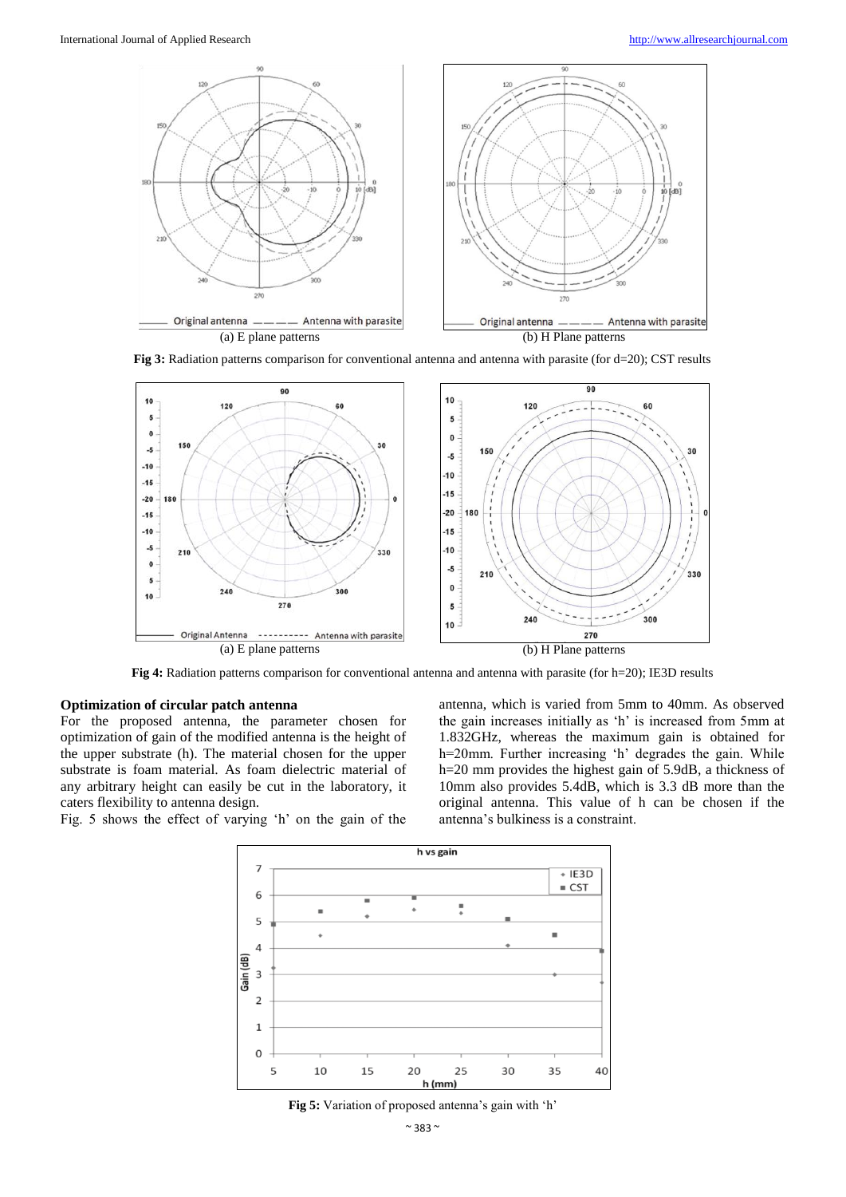Fig 3: Radiation patterns comparison for conventional antenna and antenna with parasite (for d=20); CST results

Fig 4: Radiation patterns comparison for conventional antenna and antenna with parasite (for h=20); IE3D results

**Optimization of circular patch antenna**

For the proposed antenna, the parameter chosen for optimization of gain of the modified antenna is the height of the upper substrate (h). The material chosen for the upper substrate is foam material. As foam dielectric material of any arbitrary height can easily be cut in the laboratory, it caters flexibility to antenna design.

Fig. 5 shows the effect of varying 'h' on the gain of the antenna, which is varied from 5mm to 40mm. As observed the gain increases initially as 'h' is increased from 5mm at 1.832GHz, whereas the maximum gain is obtained for h=20mm. Further increasing 'h' degrades the gain. While h=20 mm provides the highest gain of 5.9dB, a thickness of 10mm also provides 5.4dB, which is 3.3 dB more than the original antenna. This value of h can be chosen if the antenna's bulkiness is a constraint.

Fig 5: Variation of proposed antenna's gain with 'h'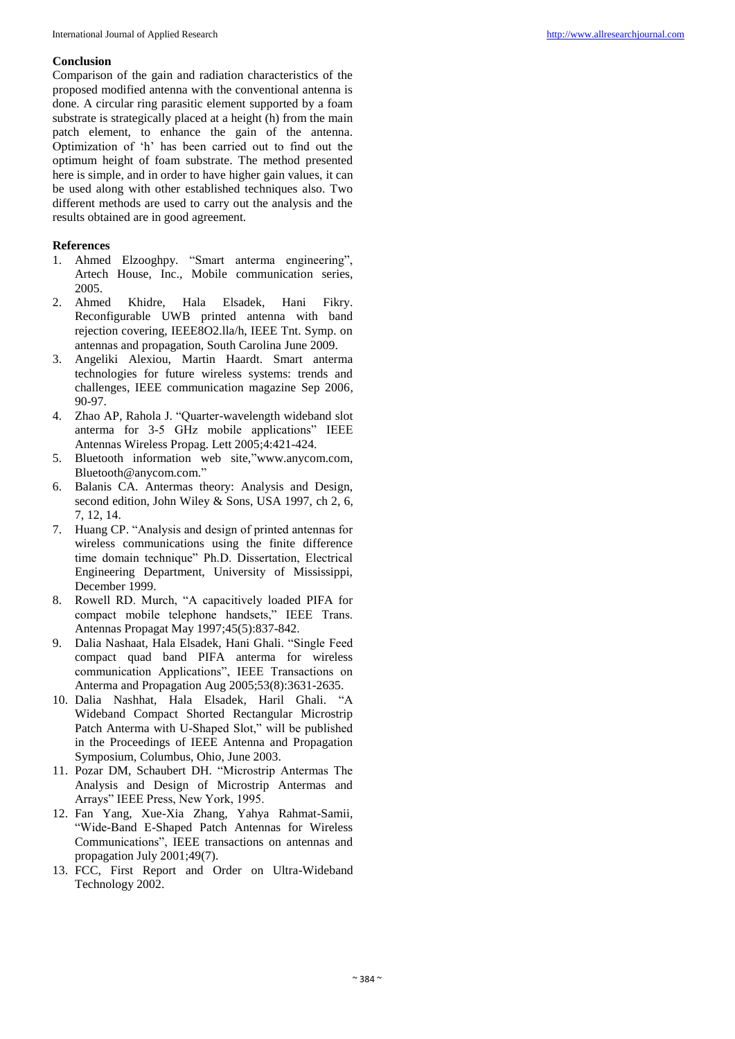## Conclusion

Comparison of the gain and radiation characteristics of the proposed modified antenna with the conventional antenna is done. A circular ring parasitic element supported by a foam substrate is strategically placed at a height (h) from the main patch element, to enhance the gain of the antenna. Optimization of 'h' has been carried out to find out the optimum height of foam substrate. The method presented here is simple, and in order to have higher gain values, it can be used along with other established techniques also. Two different methods are used to carry out the analysis and the results obtained are in good agreement.

## References

1. Ahmed Elzooghpy. "Smart anterma engineering", Artech House, Inc., Mobile communication series, 2005.
2. Ahmed Khidre, Hala Elsadek, Hani Fikry. Reconfigurable UWB printed antenna with band rejection covering, IEEE8O2.lla/h, IEEE Tnt. Symp. on antennas and propagation, South Carolina June 2009.
3. Angeliki Alexiou, Martin Haardt. Smart anterma technologies for future wireless systems: trends and challenges, IEEE communication magazine Sep 2006, 90-97.
4. Zhao AP, Rahola J. "Quarter-wavelength wideband slot anterma for 3-5 GHz mobile applications" IEEE Antennas Wireless Propag. Lett 2005;4:421-424.
5. Bluetooth information web site,"www.anycom.com, Bluetooth@anycom.com."
6. Balanis CA. Antermas theory: Analysis and Design, second edition, John Wiley & Sons, USA 1997, ch 2, 6, 7, 12, 14.
7. Huang CP. "Analysis and design of printed antennas for wireless communications using the finite difference time domain technique" Ph.D. Dissertation, Electrical Engineering Department, University of Mississippi, December 1999.
8. Rowell RD. Murch, "A capacitively loaded PIFA for compact mobile telephone handsets," IEEE Trans. Antennas Propagat May 1997;45(5):837-842.
9. Dalia Nashaat, Hala Elsadek, Hani Ghali. "Single Feed compact quad band PIFA anterma for wireless communication Applications", IEEE Transactions on Anterma and Propagation Aug 2005;53(8):3631-2635.
10. Dalia Nashhat, Hala Elsadek, Haril Ghali. "A Wideband Compact Shorted Rectangular Microstrip Patch Anterma with U-Shaped Slot," will be published in the Proceedings of IEEE Antenna and Propagation Symposium, Columbus, Ohio, June 2003.
11. Pozar DM, Schaubert DH. "Microstrip Antermas The Analysis and Design of Microstrip Antermas and Arrays" IEEE Press, New York, 1995.
12. Fan Yang, Xue-Xia Zhang, Yahya Rahmat-Samii, "Wide-Band E-Shaped Patch Antennas for Wireless Communications", IEEE transactions on antennas and propagation July 2001;49(7).
13. FCC, First Report and Order on Ultra-Wideband Technology 2002.